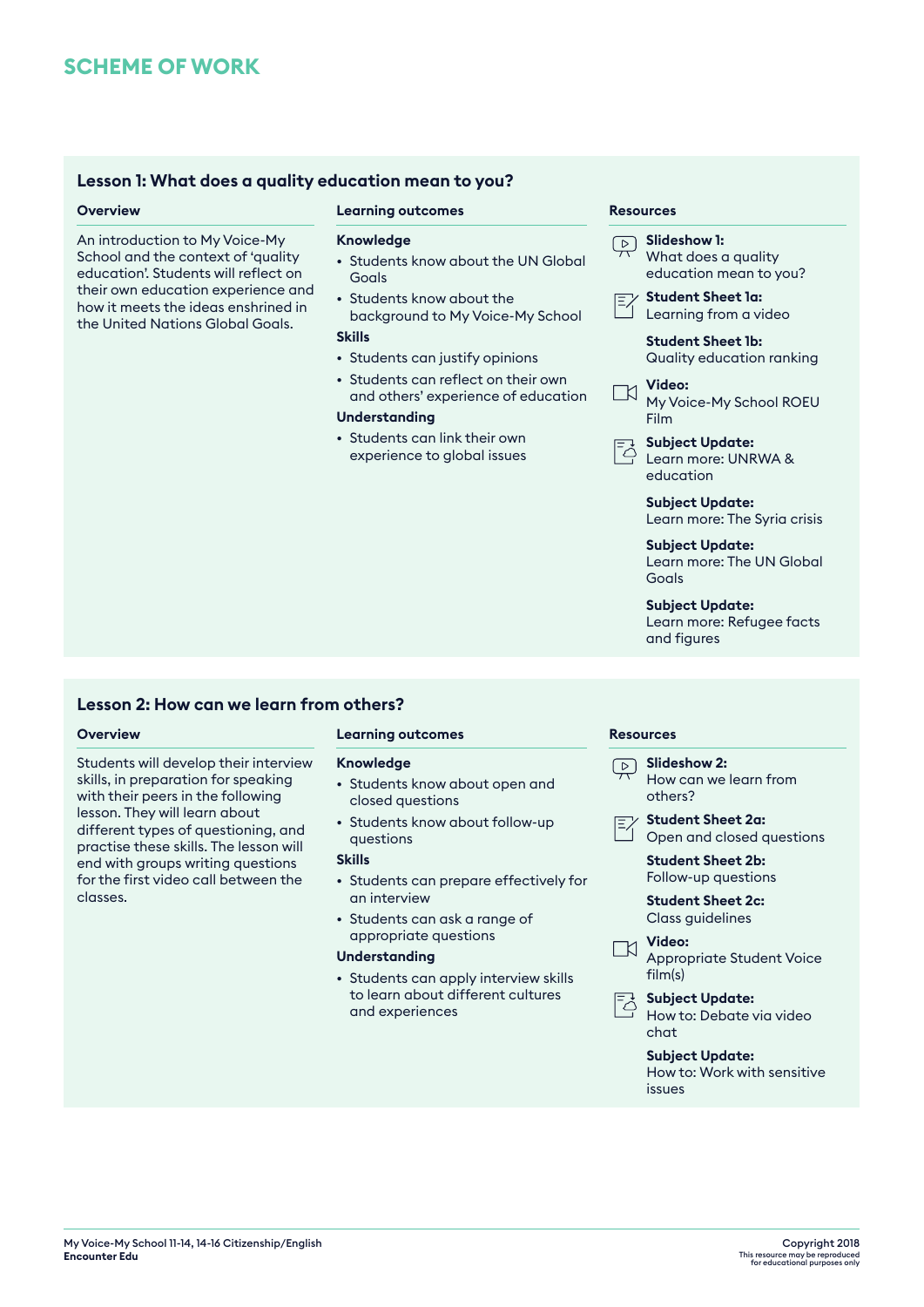# SCHEME OF WORK

## Lesson 1: What does a quality education mean to you?

### Overview

An introduction to My Voice-My School and the context of 'quality education'. Students will reflect on their own education experience and how it meets the ideas enshrined in the United Nations Global Goals.

### Learning outcomes

**Knowledge**

- Students know about the UN Global Goals
- Students know about the background to My Voice-My School

**Skills**

- Students can justify opinions
- Students can reflect on their own and others' experience of education

**Understanding**

- Students can link their own experience to global issues

### Resources

**Slideshow 1:**
What does a quality education mean to you?

**Student Sheet 1a:**
Learning from a video

**Student Sheet 1b:**
Quality education ranking

**Video:**
My Voice-My School ROEU Film

**Subject Update:**
Learn more: UNRWA & education

**Subject Update:**
Learn more: The Syria crisis

**Subject Update:**
Learn more: The UN Global Goals

**Subject Update:**
Learn more: Refugee facts and figures

## Lesson 2: How can we learn from others?

### Overview

Students will develop their interview skills, in preparation for speaking with their peers in the following lesson. They will learn about different types of questioning, and practise these skills. The lesson will end with groups writing questions for the first video call between the classes.

### Learning outcomes

**Knowledge**

- Students know about open and closed questions
- Students know about follow-up questions

**Skills**

- Students can prepare effectively for an interview
- Students can ask a range of appropriate questions

**Understanding**

- Students can apply interview skills to learn about different cultures and experiences

### Resources

**Slideshow 2:**
How can we learn from others?

**Student Sheet 2a:**
Open and closed questions

**Student Sheet 2b:**
Follow-up questions

**Student Sheet 2c:**
Class guidelines

**Video:**
Appropriate Student Voice film(s)

**Subject Update:**
How to: Debate via video chat

**Subject Update:**
How to: Work with sensitive issues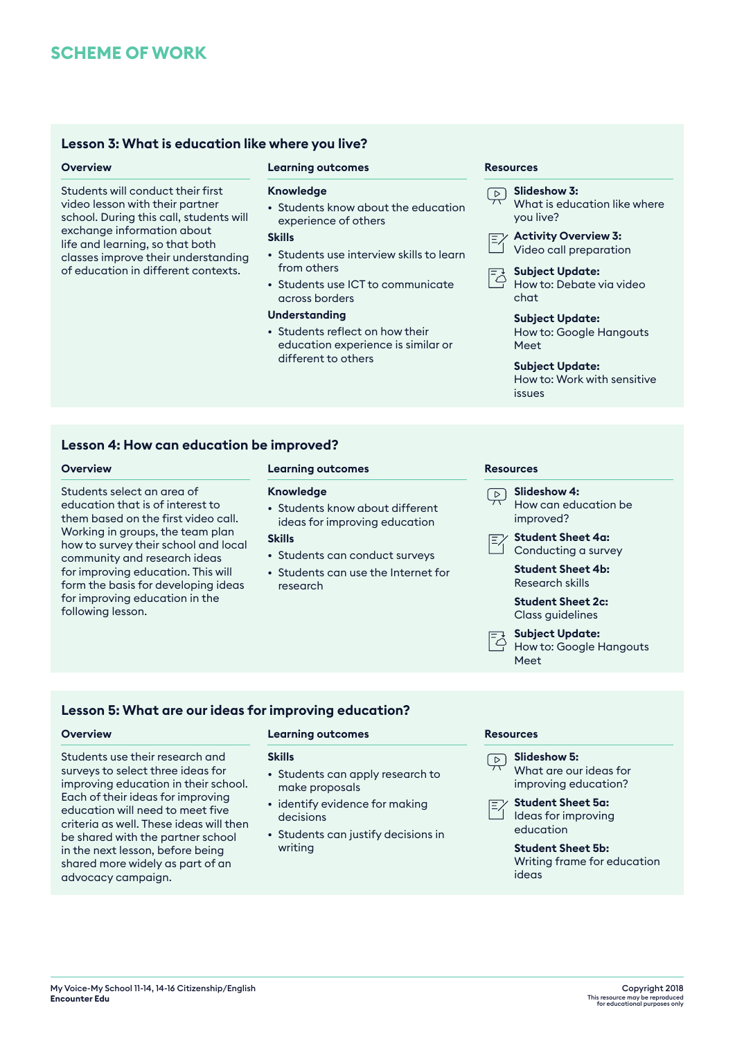# SCHEME OF WORK

## Lesson 3: What is education like where you live?

### Overview

Students will conduct their first video lesson with their partner school. During this call, students will exchange information about life and learning, so that both classes improve their understanding of education in different contexts.

### Learning outcomes

**Knowledge**

- Students know about the education experience of others

**Skills**

- Students use interview skills to learn from others
- Students use ICT to communicate across borders

**Understanding**

- Students reflect on how their education experience is similar or different to others

### Resources

**Slideshow 3:**
What is education like where you live?

**Activity Overview 3:**
Video call preparation

**Subject Update:**
How to: Debate via video chat

**Subject Update:**
How to: Google Hangouts Meet

**Subject Update:**
How to: Work with sensitive issues

## Lesson 4: How can education be improved?

### Overview

Students select an area of education that is of interest to them based on the first video call. Working in groups, the team plan how to survey their school and local community and research ideas for improving education. This will form the basis for developing ideas for improving education in the following lesson.

### Learning outcomes

**Knowledge**

- Students know about different ideas for improving education

**Skills**

- Students can conduct surveys
- Students can use the Internet for research

### Resources

**Slideshow 4:**
How can education be improved?

**Student Sheet 4a:**
Conducting a survey

**Student Sheet 4b:**
Research skills

**Student Sheet 2c:**
Class guidelines

**Subject Update:**
How to: Google Hangouts Meet

## Lesson 5: What are our ideas for improving education?

### Overview

Students use their research and surveys to select three ideas for improving education in their school. Each of their ideas for improving education will need to meet five criteria as well. These ideas will then be shared with the partner school in the next lesson, before being shared more widely as part of an advocacy campaign.

### Learning outcomes

**Skills**

- Students can apply research to make proposals
- identify evidence for making decisions
- Students can justify decisions in writing

### Resources

**Slideshow 5:**
What are our ideas for improving education?

**Student Sheet 5a:**
Ideas for improving education

**Student Sheet 5b:**
Writing frame for education ideas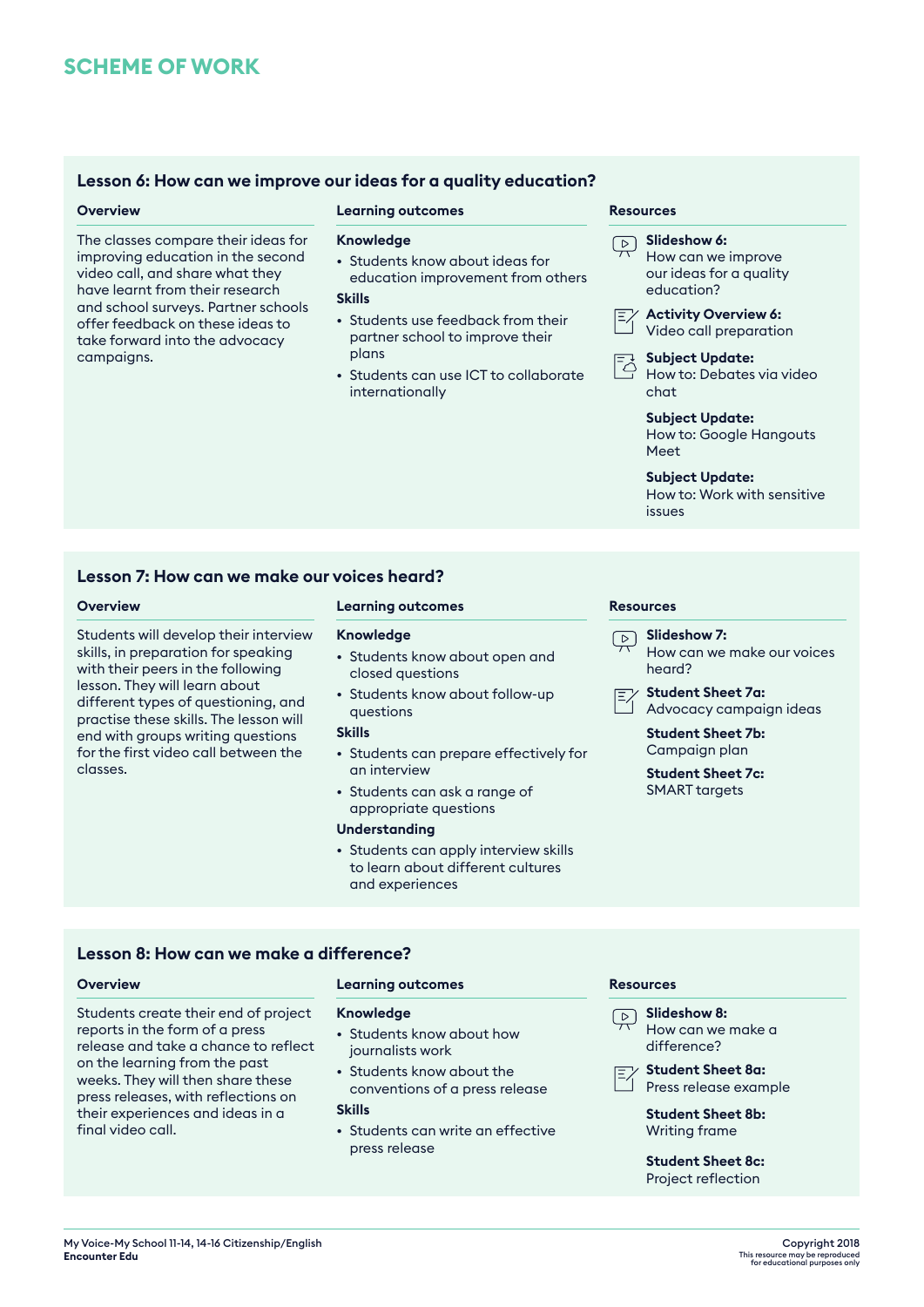# SCHEME OF WORK

## Lesson 6: How can we improve our ideas for a quality education?

### Overview

The classes compare their ideas for improving education in the second video call, and share what they have learnt from their research and school surveys. Partner schools offer feedback on these ideas to take forward into the advocacy campaigns.

### Learning outcomes

**Knowledge**

- Students know about ideas for education improvement from others

**Skills**

- Students use feedback from their partner school to improve their plans
- Students can use ICT to collaborate internationally

### Resources

**Slideshow 6:**
How can we improve our ideas for a quality education?

**Activity Overview 6:**
Video call preparation

**Subject Update:**
How to: Debates via video chat

**Subject Update:**
How to: Google Hangouts Meet

**Subject Update:**
How to: Work with sensitive issues

## Lesson 7: How can we make our voices heard?

### Overview

Students will develop their interview skills, in preparation for speaking with their peers in the following lesson. They will learn about different types of questioning, and practise these skills. The lesson will end with groups writing questions for the first video call between the classes.

### Learning outcomes

**Knowledge**

- Students know about open and closed questions
- Students know about follow-up questions

**Skills**

- Students can prepare effectively for an interview
- Students can ask a range of appropriate questions

**Understanding**

- Students can apply interview skills to learn about different cultures and experiences

### Resources

**Slideshow 7:**
How can we make our voices heard?

**Student Sheet 7a:**
Advocacy campaign ideas

**Student Sheet 7b:**
Campaign plan

**Student Sheet 7c:**
SMART targets

## Lesson 8: How can we make a difference?

### Overview

Students create their end of project reports in the form of a press release and take a chance to reflect on the learning from the past weeks. They will then share these press releases, with reflections on their experiences and ideas in a final video call.

### Learning outcomes

**Knowledge**

- Students know about how journalists work
- Students know about the conventions of a press release

**Skills**

- Students can write an effective press release

### Resources

**Slideshow 8:**
How can we make a difference?

**Student Sheet 8a:**
Press release example

**Student Sheet 8b:**
Writing frame

**Student Sheet 8c:**
Project reflection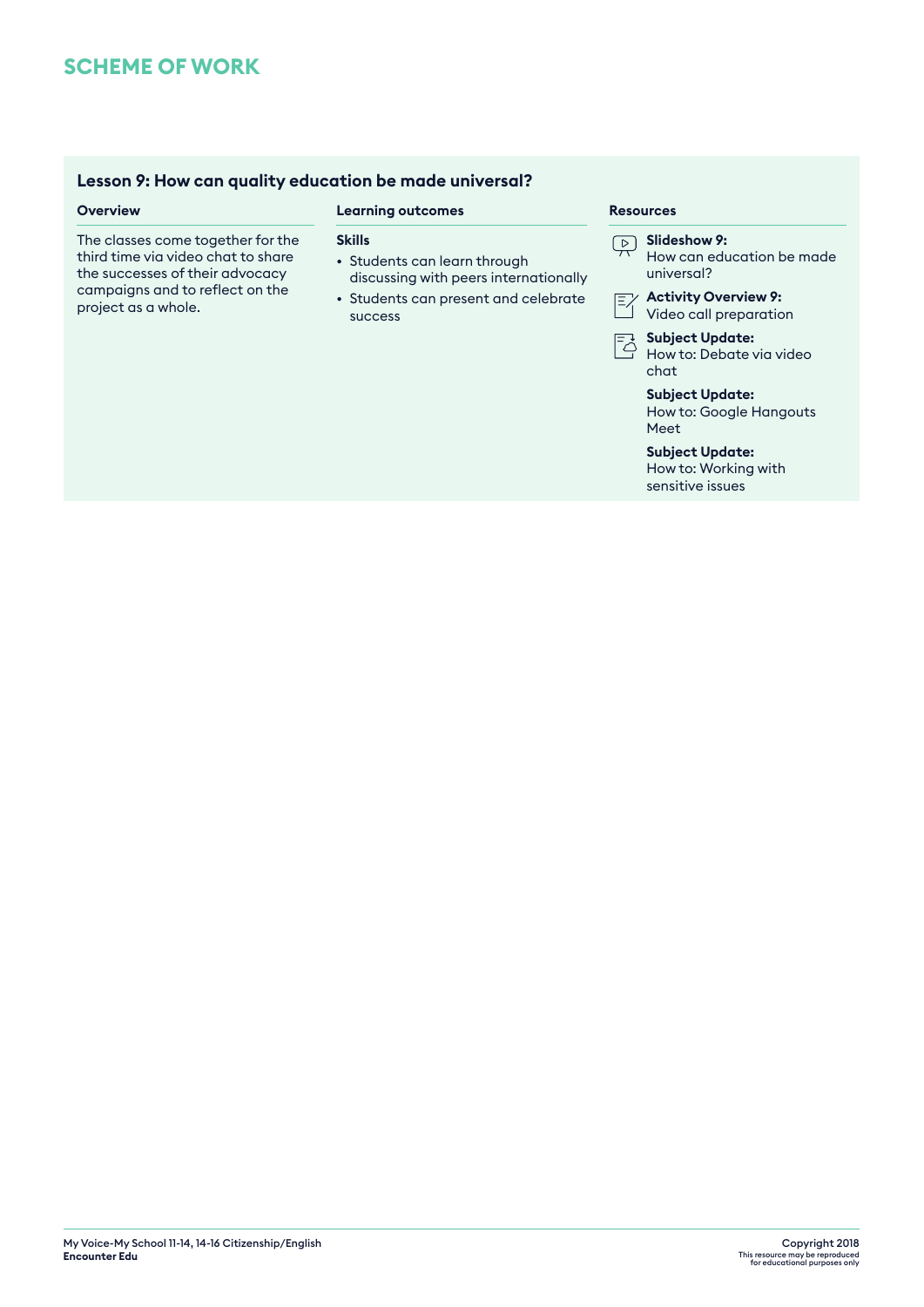# SCHEME OF WORK

## Lesson 9: How can quality education be made universal?

### Overview

The classes come together for the third time via video chat to share the successes of their advocacy campaigns and to reflect on the project as a whole.

### Learning outcomes

**Skills**

- Students can learn through discussing with peers internationally
- Students can present and celebrate success

### Resources

**Slideshow 9:**
How can education be made universal?

**Activity Overview 9:**
Video call preparation

**Subject Update:**
How to: Debate via video chat

**Subject Update:**
How to: Google Hangouts Meet

**Subject Update:**
How to: Working with sensitive issues